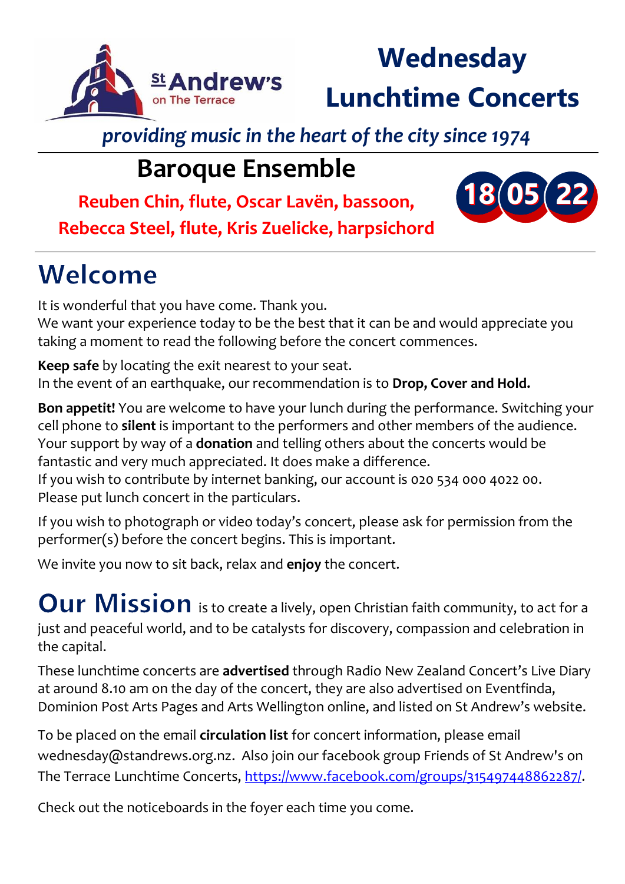St Andrew's on The Terrace

# Wednesday Lunchtime Concerts

*providing music in the heart of the city since 1974*

## Baroque Ensemble

**Reuben Chin, flute, Oscar Lavën, bassoon, Rebecca Steel, flute, Kris Zuelicke, harpsichord**

18 05 22

# Welcome

It is wonderful that you have come. Thank you.
We want your experience today to be the best that it can be and would appreciate you taking a moment to read the following before the concert commences.

**Keep safe** by locating the exit nearest to your seat.
In the event of an earthquake, our recommendation is to **Drop, Cover and Hold.**

**Bon appetit!** You are welcome to have your lunch during the performance. Switching your cell phone to **silent** is important to the performers and other members of the audience. Your support by way of a **donation** and telling others about the concerts would be fantastic and very much appreciated. It does make a difference.
If you wish to contribute by internet banking, our account is 020 534 000 4022 00. Please put lunch concert in the particulars.

If you wish to photograph or video today's concert, please ask for permission from the performer(s) before the concert begins. This is important.

We invite you now to sit back, relax and **enjoy** the concert.

**Our Mission** is to create a lively, open Christian faith community, to act for a just and peaceful world, and to be catalysts for discovery, compassion and celebration in the capital.

These lunchtime concerts are **advertised** through Radio New Zealand Concert's Live Diary at around 8.10 am on the day of the concert, they are also advertised on Eventfinda, Dominion Post Arts Pages and Arts Wellington online, and listed on St Andrew's website.

To be placed on the email **circulation list** for concert information, please email wednesday@standrews.org.nz. Also join our facebook group Friends of St Andrew's on The Terrace Lunchtime Concerts, https://www.facebook.com/groups/315497448862287/.

Check out the noticeboards in the foyer each time you come.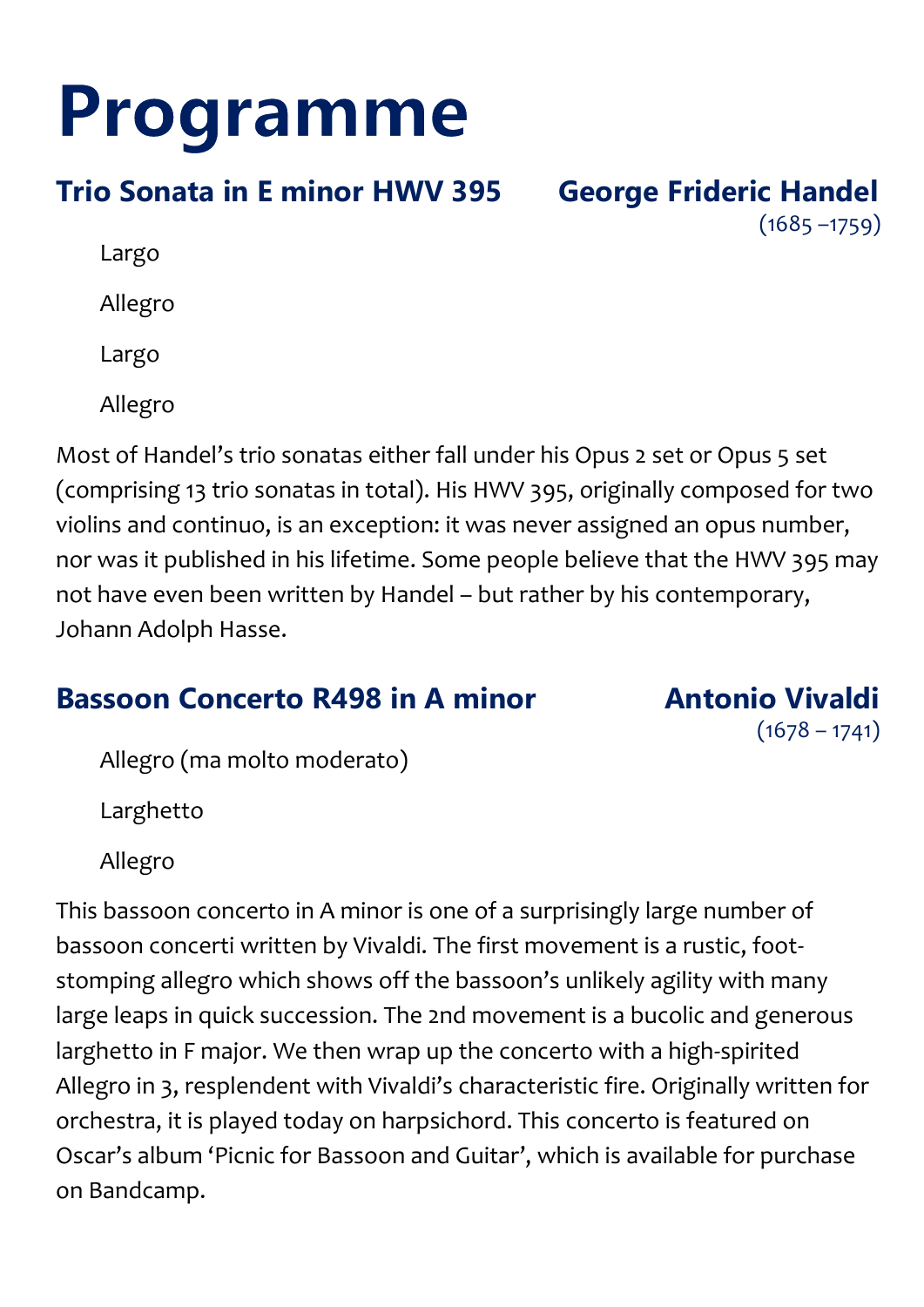# Programme

## Trio Sonata in E minor HWV 395 — George Frideric Handel

(1685 –1759)

Largo

Allegro

Largo

Allegro

Most of Handel's trio sonatas either fall under his Opus 2 set or Opus 5 set (comprising 13 trio sonatas in total). His HWV 395, originally composed for two violins and continuo, is an exception: it was never assigned an opus number, nor was it published in his lifetime. Some people believe that the HWV 395 may not have even been written by Handel – but rather by his contemporary, Johann Adolph Hasse.

## Bassoon Concerto R498 in A minor — Antonio Vivaldi

(1678 – 1741)

Allegro (ma molto moderato)

Larghetto

Allegro

This bassoon concerto in A minor is one of a surprisingly large number of bassoon concerti written by Vivaldi. The first movement is a rustic, foot-stomping allegro which shows off the bassoon's unlikely agility with many large leaps in quick succession. The 2nd movement is a bucolic and generous larghetto in F major. We then wrap up the concerto with a high-spirited Allegro in 3, resplendent with Vivaldi's characteristic fire. Originally written for orchestra, it is played today on harpsichord. This concerto is featured on Oscar's album 'Picnic for Bassoon and Guitar', which is available for purchase on Bandcamp.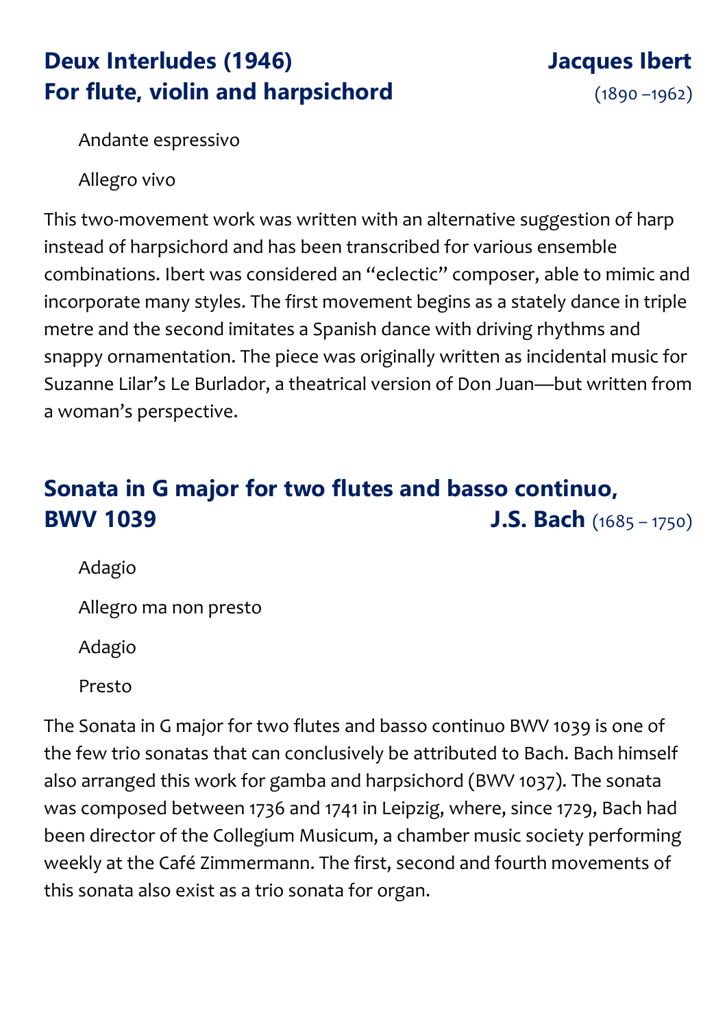## Deux Interludes (1946) For flute, violin and harpsichord

**Jacques Ibert** (1890 –1962)

Andante espressivo

Allegro vivo

This two-movement work was written with an alternative suggestion of harp instead of harpsichord and has been transcribed for various ensemble combinations. Ibert was considered an "eclectic" composer, able to mimic and incorporate many styles. The first movement begins as a stately dance in triple metre and the second imitates a Spanish dance with driving rhythms and snappy ornamentation. The piece was originally written as incidental music for Suzanne Lilar's Le Burlador, a theatrical version of Don Juan—but written from a woman's perspective.

## Sonata in G major for two flutes and basso continuo, BWV 1039

**J.S. Bach** (1685 – 1750)

Adagio

Allegro ma non presto

Adagio

Presto

The Sonata in G major for two flutes and basso continuo BWV 1039 is one of the few trio sonatas that can conclusively be attributed to Bach. Bach himself also arranged this work for gamba and harpsichord (BWV 1037). The sonata was composed between 1736 and 1741 in Leipzig, where, since 1729, Bach had been director of the Collegium Musicum, a chamber music society performing weekly at the Café Zimmermann. The first, second and fourth movements of this sonata also exist as a trio sonata for organ.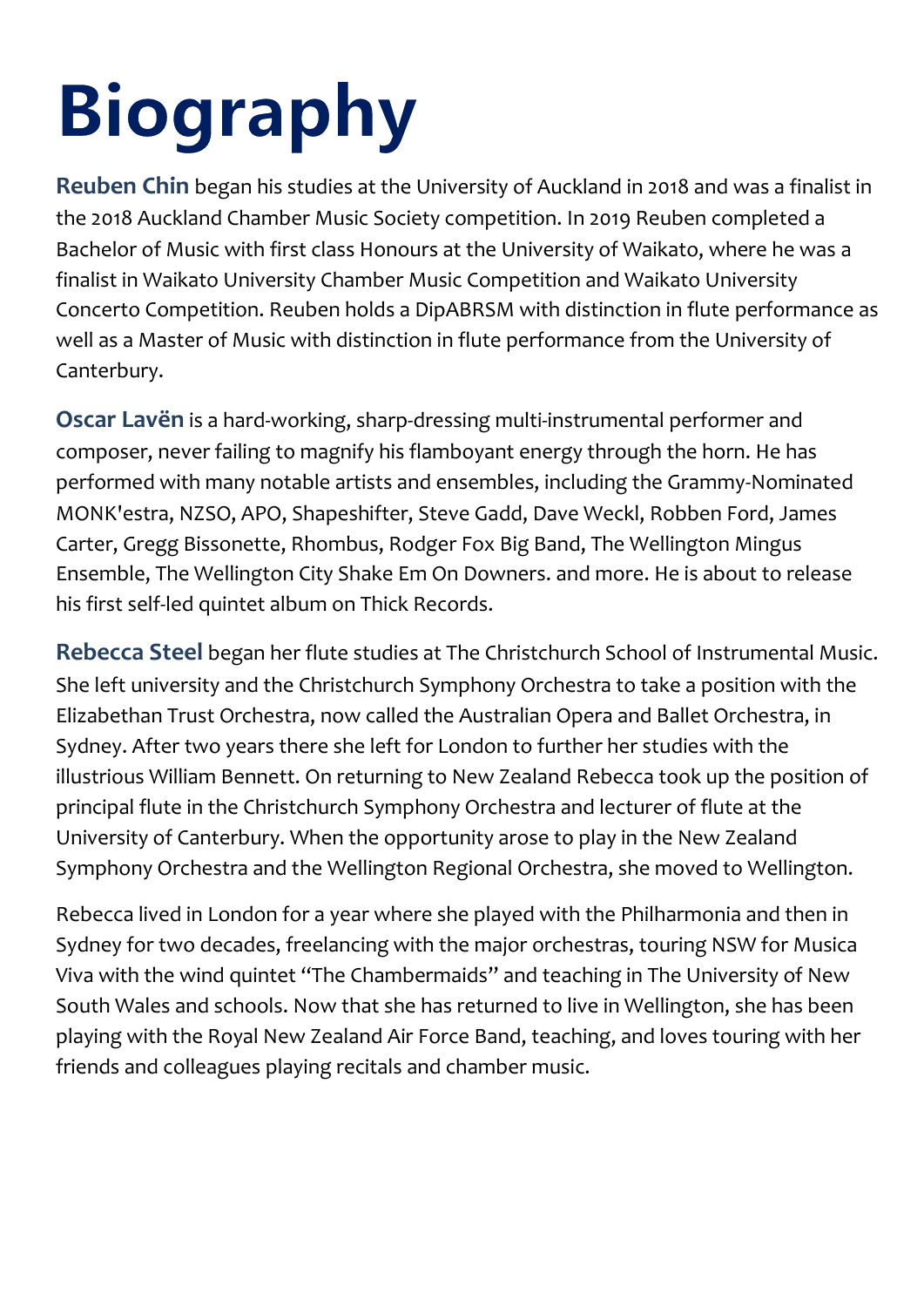# Biography

**Reuben Chin** began his studies at the University of Auckland in 2018 and was a finalist in the 2018 Auckland Chamber Music Society competition. In 2019 Reuben completed a Bachelor of Music with first class Honours at the University of Waikato, where he was a finalist in Waikato University Chamber Music Competition and Waikato University Concerto Competition. Reuben holds a DipABRSM with distinction in flute performance as well as a Master of Music with distinction in flute performance from the University of Canterbury.

**Oscar Lavën** is a hard-working, sharp-dressing multi-instrumental performer and composer, never failing to magnify his flamboyant energy through the horn. He has performed with many notable artists and ensembles, including the Grammy-Nominated MONK'estra, NZSO, APO, Shapeshifter, Steve Gadd, Dave Weckl, Robben Ford, James Carter, Gregg Bissonette, Rhombus, Rodger Fox Big Band, The Wellington Mingus Ensemble, The Wellington City Shake Em On Downers. and more. He is about to release his first self-led quintet album on Thick Records.

**Rebecca Steel** began her flute studies at The Christchurch School of Instrumental Music. She left university and the Christchurch Symphony Orchestra to take a position with the Elizabethan Trust Orchestra, now called the Australian Opera and Ballet Orchestra, in Sydney. After two years there she left for London to further her studies with the illustrious William Bennett. On returning to New Zealand Rebecca took up the position of principal flute in the Christchurch Symphony Orchestra and lecturer of flute at the University of Canterbury. When the opportunity arose to play in the New Zealand Symphony Orchestra and the Wellington Regional Orchestra, she moved to Wellington.

Rebecca lived in London for a year where she played with the Philharmonia and then in Sydney for two decades, freelancing with the major orchestras, touring NSW for Musica Viva with the wind quintet "The Chambermaids" and teaching in The University of New South Wales and schools. Now that she has returned to live in Wellington, she has been playing with the Royal New Zealand Air Force Band, teaching, and loves touring with her friends and colleagues playing recitals and chamber music.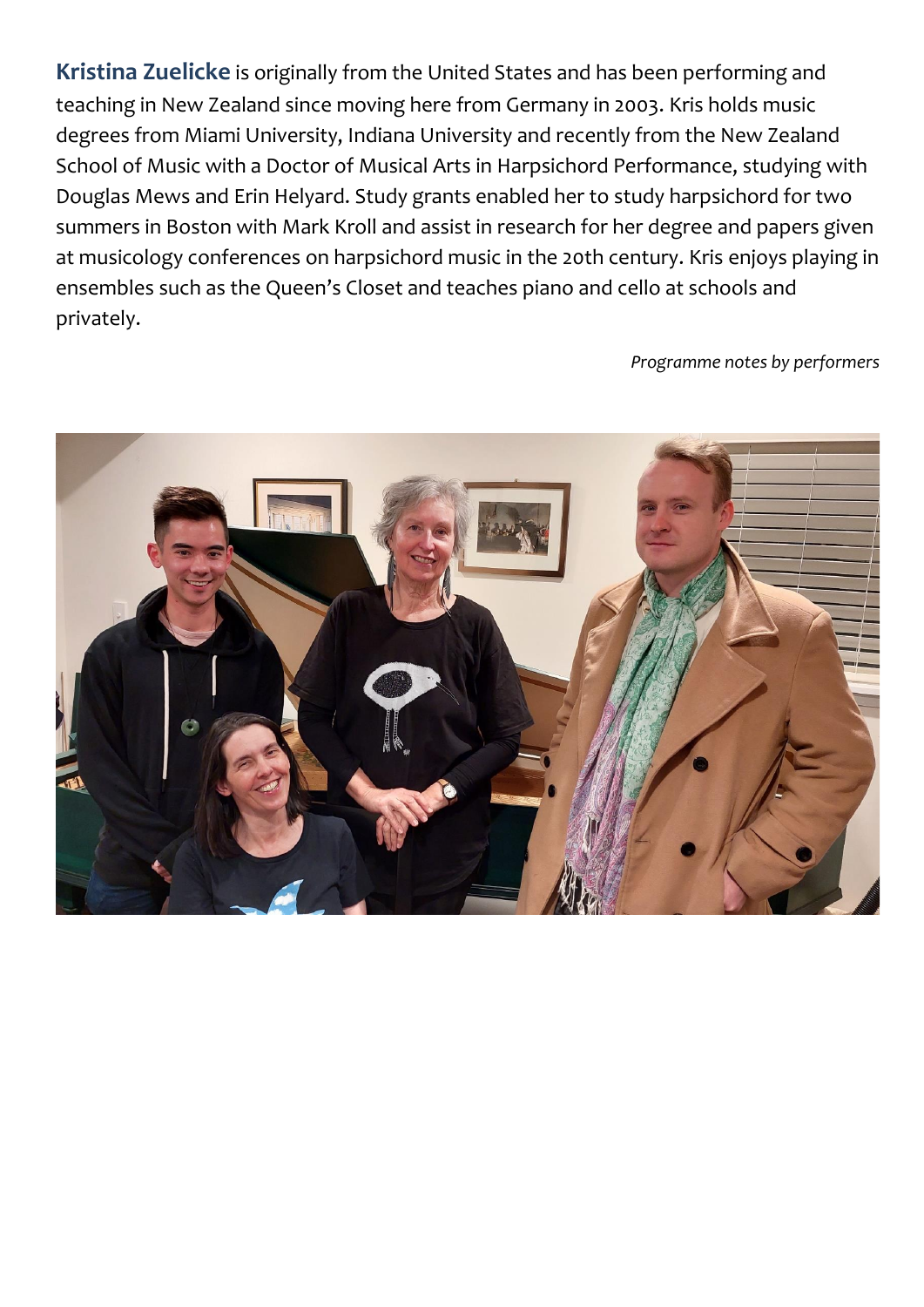**Kristina Zuelicke** is originally from the United States and has been performing and teaching in New Zealand since moving here from Germany in 2003. Kris holds music degrees from Miami University, Indiana University and recently from the New Zealand School of Music with a Doctor of Musical Arts in Harpsichord Performance, studying with Douglas Mews and Erin Helyard. Study grants enabled her to study harpsichord for two summers in Boston with Mark Kroll and assist in research for her degree and papers given at musicology conferences on harpsichord music in the 20th century. Kris enjoys playing in ensembles such as the Queen's Closet and teaches piano and cello at schools and privately.

*Programme notes by performers*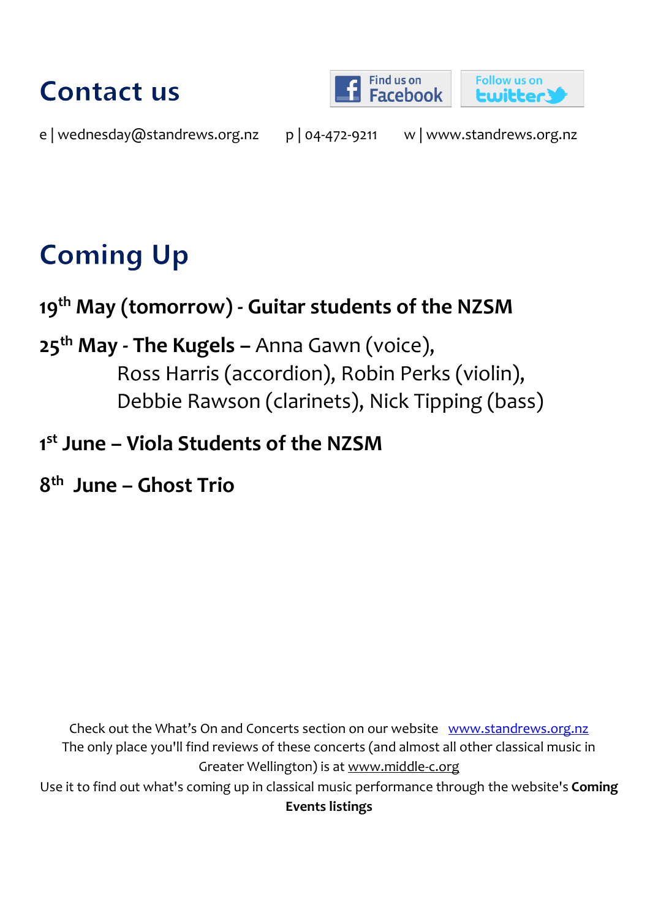## Contact us

Find us on Facebook    Follow us on twitter

e | wednesday@standrews.org.nz    p | 04-472-9211    w | www.standrews.org.nz

## Coming Up

**19th May (tomorrow) - Guitar students of the NZSM**

**25th May - The Kugels –** Anna Gawn (voice), Ross Harris (accordion), Robin Perks (violin), Debbie Rawson (clarinets), Nick Tipping (bass)

**1st June – Viola Students of the NZSM**

**8th June – Ghost Trio**

Check out the What's On and Concerts section on our website www.standrews.org.nz
The only place you'll find reviews of these concerts (and almost all other classical music in Greater Wellington) is at www.middle-c.org
Use it to find out what's coming up in classical music performance through the website's **Coming Events listings**